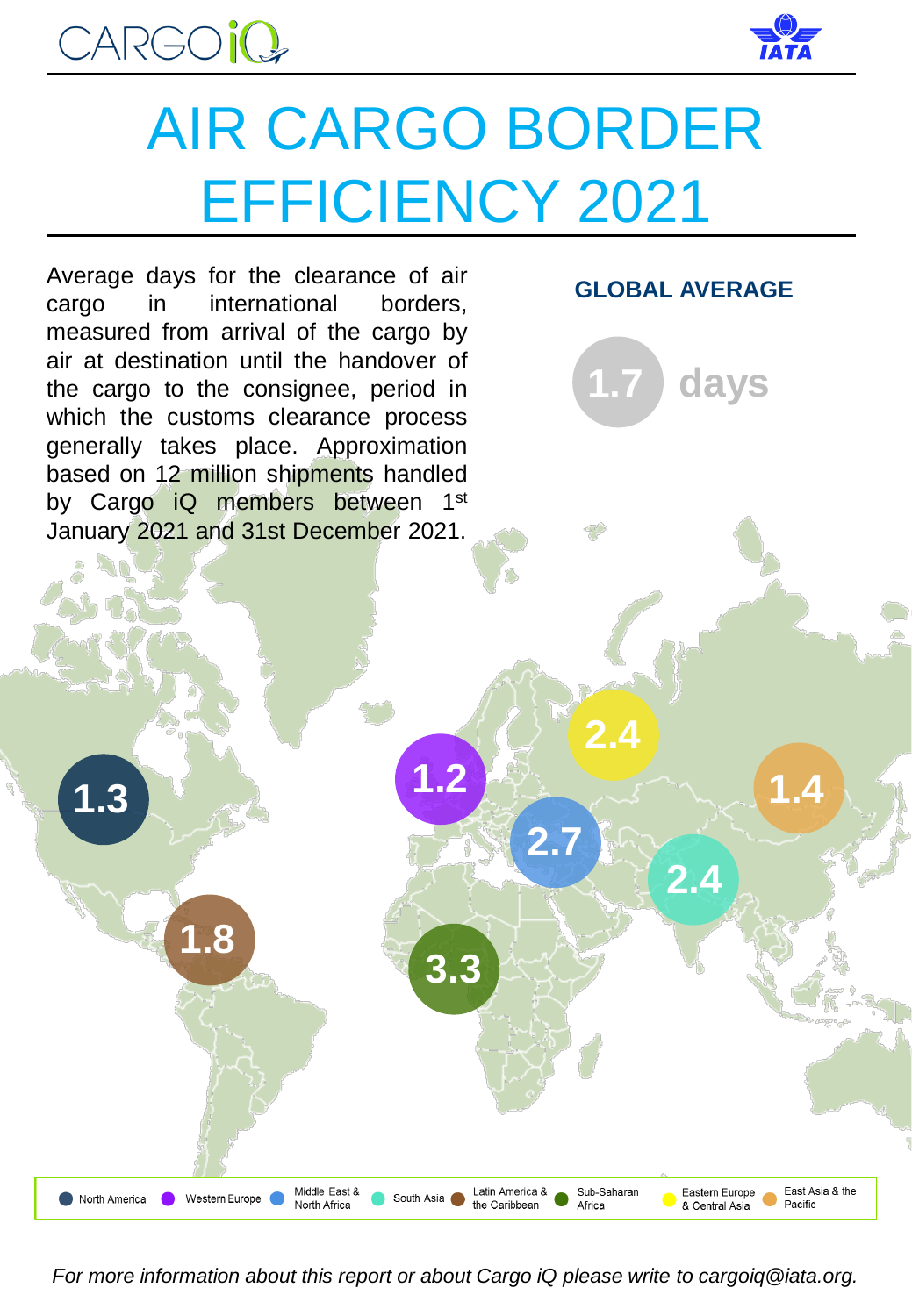CARGO iQ

IATA

# AIR CARGO BORDER EFFICIENCY 2021

Average days for the clearance of air cargo in international borders, measured from arrival of the cargo by air at destination until the handover of the cargo to the consignee, period in which the customs clearance process generally takes place. Approximation based on 12 million shipments handled by Cargo iQ members between 1st January 2021 and 31st December 2021.

**GLOBAL AVERAGE**

**1.7 days**

| Region | Average days |
|---|---|
| North America | 1.3 |
| Western Europe | 1.2 |
| Middle East & North Africa | 2.7 |
| South Asia | 2.4 |
| Latin America & the Caribbean | 1.8 |
| Sub-Saharan Africa | 3.3 |
| Eastern Europe & Central Asia | 2.4 |
| East Asia & the Pacific | 1.4 |

*For more information about this report or about Cargo iQ please write to cargoiq@iata.org.*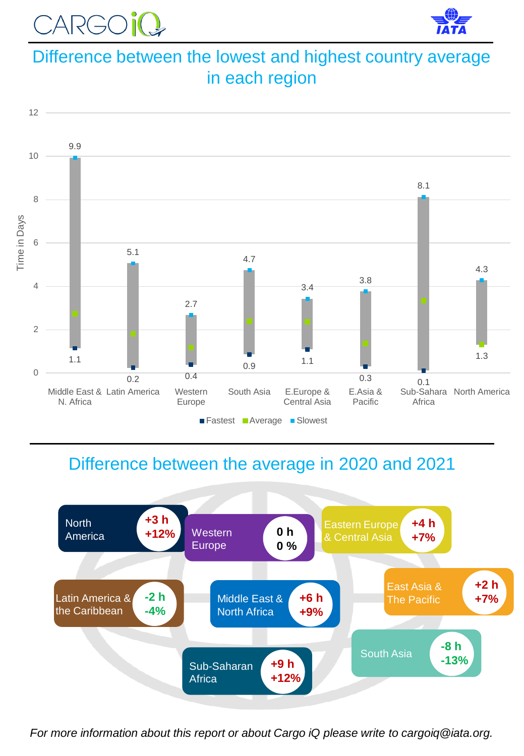# Difference between the lowest and highest country average in each region

Time in Days

12
10
8
6
4
2
0

9.9
1.1
Middle East & N. Africa

5.1
0.2
Latin America

2.7
0.4
Western Europe

4.7
0.9
South Asia

3.4
1.1
E.Europe & Central Asia

3.8
0.3
E.Asia & Pacific

8.1
0.1
Sub-Sahara Africa

4.3
1.3
North America

Fastest Average Slowest

# Difference between the average in 2020 and 2021

North America
+3 h
+12%

Western Europe
0 h
0 %

Eastern Europe & Central Asia
+4 h
+7%

Latin America & the Caribbean
-2 h
-4%

Middle East & North Africa
+6 h
+9%

East Asia & The Pacific
+2 h
+7%

South Asia
-8 h
-13%

Sub-Saharan Africa
+9 h
+12%

*For more information about this report or about Cargo iQ please write to cargoiq@iata.org.*